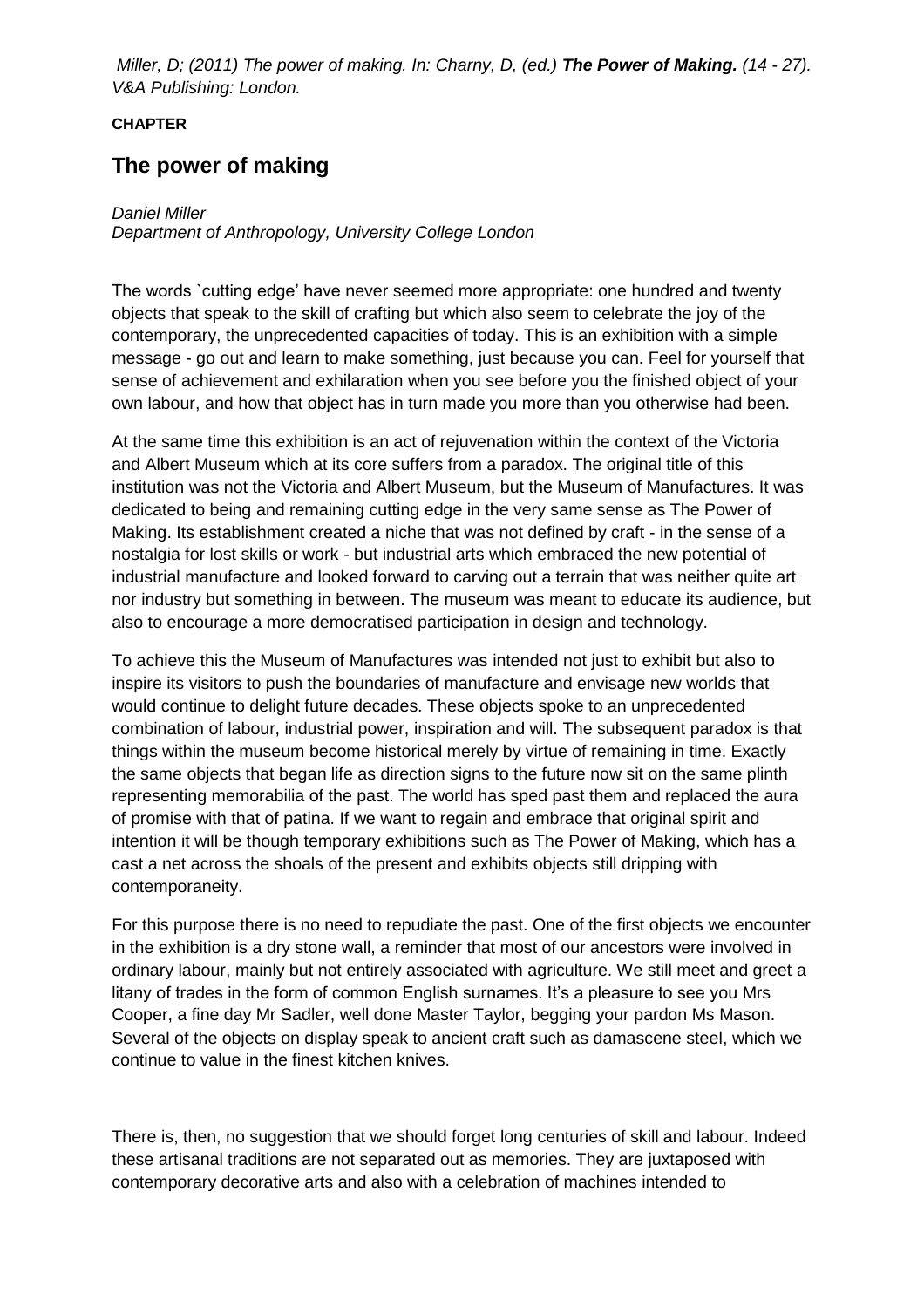*Miller, D; (2011) The power of making. In: Charny, D, (ed.)* ***The Power of Making.*** *(14 - 27). V&A Publishing: London.*

**CHAPTER**

## The power of making

*Daniel Miller*
*Department of Anthropology, University College London*

The words `cutting edge' have never seemed more appropriate: one hundred and twenty objects that speak to the skill of crafting but which also seem to celebrate the joy of the contemporary, the unprecedented capacities of today. This is an exhibition with a simple message - go out and learn to make something, just because you can. Feel for yourself that sense of achievement and exhilaration when you see before you the finished object of your own labour, and how that object has in turn made you more than you otherwise had been.

At the same time this exhibition is an act of rejuvenation within the context of the Victoria and Albert Museum which at its core suffers from a paradox. The original title of this institution was not the Victoria and Albert Museum, but the Museum of Manufactures. It was dedicated to being and remaining cutting edge in the very same sense as The Power of Making. Its establishment created a niche that was not defined by craft - in the sense of a nostalgia for lost skills or work - but industrial arts which embraced the new potential of industrial manufacture and looked forward to carving out a terrain that was neither quite art nor industry but something in between. The museum was meant to educate its audience, but also to encourage a more democratised participation in design and technology.

To achieve this the Museum of Manufactures was intended not just to exhibit but also to inspire its visitors to push the boundaries of manufacture and envisage new worlds that would continue to delight future decades. These objects spoke to an unprecedented combination of labour, industrial power, inspiration and will. The subsequent paradox is that things within the museum become historical merely by virtue of remaining in time. Exactly the same objects that began life as direction signs to the future now sit on the same plinth representing memorabilia of the past. The world has sped past them and replaced the aura of promise with that of patina. If we want to regain and embrace that original spirit and intention it will be though temporary exhibitions such as The Power of Making, which has a cast a net across the shoals of the present and exhibits objects still dripping with contemporaneity.

For this purpose there is no need to repudiate the past. One of the first objects we encounter in the exhibition is a dry stone wall, a reminder that most of our ancestors were involved in ordinary labour, mainly but not entirely associated with agriculture. We still meet and greet a litany of trades in the form of common English surnames. It's a pleasure to see you Mrs Cooper, a fine day Mr Sadler, well done Master Taylor, begging your pardon Ms Mason. Several of the objects on display speak to ancient craft such as damascene steel, which we continue to value in the finest kitchen knives.

There is, then, no suggestion that we should forget long centuries of skill and labour. Indeed these artisanal traditions are not separated out as memories. They are juxtaposed with contemporary decorative arts and also with a celebration of machines intended to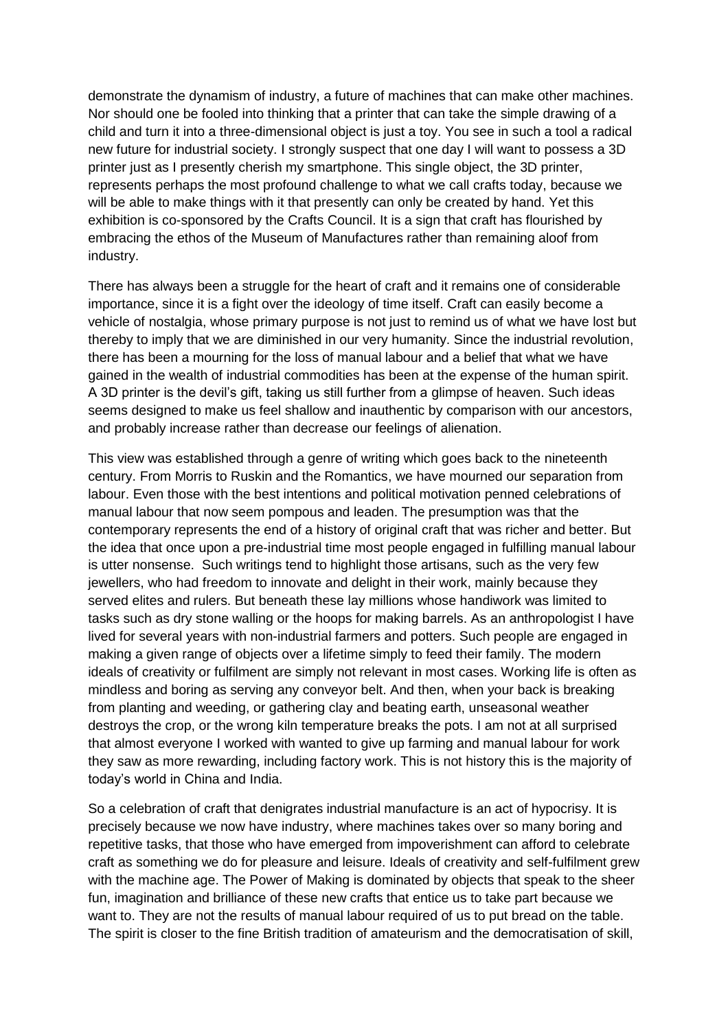demonstrate the dynamism of industry, a future of machines that can make other machines. Nor should one be fooled into thinking that a printer that can take the simple drawing of a child and turn it into a three-dimensional object is just a toy. You see in such a tool a radical new future for industrial society. I strongly suspect that one day I will want to possess a 3D printer just as I presently cherish my smartphone. This single object, the 3D printer, represents perhaps the most profound challenge to what we call crafts today, because we will be able to make things with it that presently can only be created by hand. Yet this exhibition is co-sponsored by the Crafts Council. It is a sign that craft has flourished by embracing the ethos of the Museum of Manufactures rather than remaining aloof from industry.

There has always been a struggle for the heart of craft and it remains one of considerable importance, since it is a fight over the ideology of time itself. Craft can easily become a vehicle of nostalgia, whose primary purpose is not just to remind us of what we have lost but thereby to imply that we are diminished in our very humanity. Since the industrial revolution, there has been a mourning for the loss of manual labour and a belief that what we have gained in the wealth of industrial commodities has been at the expense of the human spirit. A 3D printer is the devil's gift, taking us still further from a glimpse of heaven. Such ideas seems designed to make us feel shallow and inauthentic by comparison with our ancestors, and probably increase rather than decrease our feelings of alienation.

This view was established through a genre of writing which goes back to the nineteenth century. From Morris to Ruskin and the Romantics, we have mourned our separation from labour. Even those with the best intentions and political motivation penned celebrations of manual labour that now seem pompous and leaden. The presumption was that the contemporary represents the end of a history of original craft that was richer and better. But the idea that once upon a pre-industrial time most people engaged in fulfilling manual labour is utter nonsense. Such writings tend to highlight those artisans, such as the very few jewellers, who had freedom to innovate and delight in their work, mainly because they served elites and rulers. But beneath these lay millions whose handiwork was limited to tasks such as dry stone walling or the hoops for making barrels. As an anthropologist I have lived for several years with non-industrial farmers and potters. Such people are engaged in making a given range of objects over a lifetime simply to feed their family. The modern ideals of creativity or fulfilment are simply not relevant in most cases. Working life is often as mindless and boring as serving any conveyor belt. And then, when your back is breaking from planting and weeding, or gathering clay and beating earth, unseasonal weather destroys the crop, or the wrong kiln temperature breaks the pots. I am not at all surprised that almost everyone I worked with wanted to give up farming and manual labour for work they saw as more rewarding, including factory work. This is not history this is the majority of today's world in China and India.

So a celebration of craft that denigrates industrial manufacture is an act of hypocrisy. It is precisely because we now have industry, where machines takes over so many boring and repetitive tasks, that those who have emerged from impoverishment can afford to celebrate craft as something we do for pleasure and leisure. Ideals of creativity and self-fulfilment grew with the machine age. The Power of Making is dominated by objects that speak to the sheer fun, imagination and brilliance of these new crafts that entice us to take part because we want to. They are not the results of manual labour required of us to put bread on the table. The spirit is closer to the fine British tradition of amateurism and the democratisation of skill,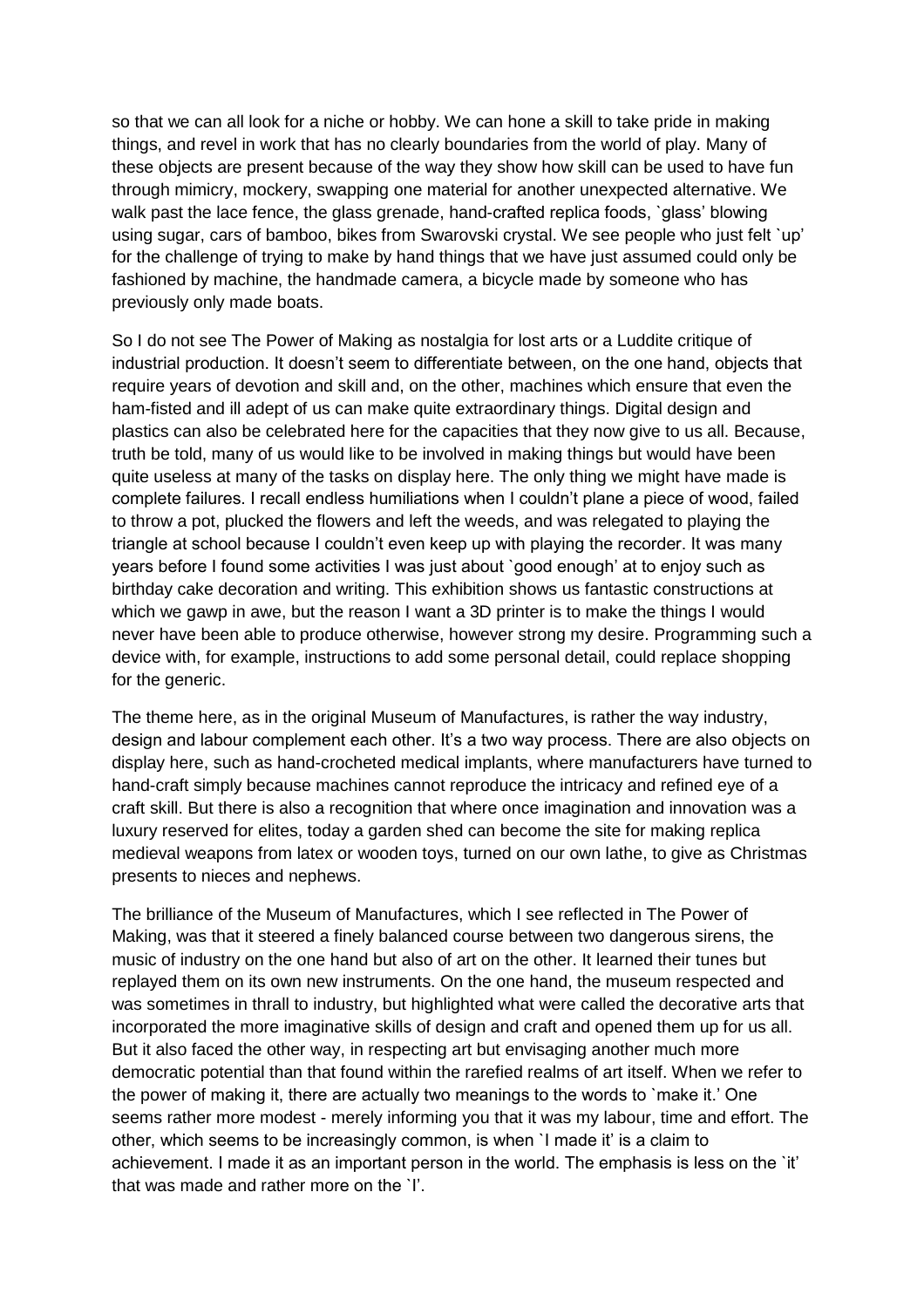so that we can all look for a niche or hobby. We can hone a skill to take pride in making things, and revel in work that has no clearly boundaries from the world of play. Many of these objects are present because of the way they show how skill can be used to have fun through mimicry, mockery, swapping one material for another unexpected alternative. We walk past the lace fence, the glass grenade, hand-crafted replica foods, `glass' blowing using sugar, cars of bamboo, bikes from Swarovski crystal. We see people who just felt `up' for the challenge of trying to make by hand things that we have just assumed could only be fashioned by machine, the handmade camera, a bicycle made by someone who has previously only made boats.

So I do not see The Power of Making as nostalgia for lost arts or a Luddite critique of industrial production. It doesn't seem to differentiate between, on the one hand, objects that require years of devotion and skill and, on the other, machines which ensure that even the ham-fisted and ill adept of us can make quite extraordinary things. Digital design and plastics can also be celebrated here for the capacities that they now give to us all. Because, truth be told, many of us would like to be involved in making things but would have been quite useless at many of the tasks on display here. The only thing we might have made is complete failures. I recall endless humiliations when I couldn't plane a piece of wood, failed to throw a pot, plucked the flowers and left the weeds, and was relegated to playing the triangle at school because I couldn't even keep up with playing the recorder. It was many years before I found some activities I was just about `good enough' at to enjoy such as birthday cake decoration and writing. This exhibition shows us fantastic constructions at which we gawp in awe, but the reason I want a 3D printer is to make the things I would never have been able to produce otherwise, however strong my desire. Programming such a device with, for example, instructions to add some personal detail, could replace shopping for the generic.

The theme here, as in the original Museum of Manufactures, is rather the way industry, design and labour complement each other. It's a two way process. There are also objects on display here, such as hand-crocheted medical implants, where manufacturers have turned to hand-craft simply because machines cannot reproduce the intricacy and refined eye of a craft skill. But there is also a recognition that where once imagination and innovation was a luxury reserved for elites, today a garden shed can become the site for making replica medieval weapons from latex or wooden toys, turned on our own lathe, to give as Christmas presents to nieces and nephews.

The brilliance of the Museum of Manufactures, which I see reflected in The Power of Making, was that it steered a finely balanced course between two dangerous sirens, the music of industry on the one hand but also of art on the other. It learned their tunes but replayed them on its own new instruments. On the one hand, the museum respected and was sometimes in thrall to industry, but highlighted what were called the decorative arts that incorporated the more imaginative skills of design and craft and opened them up for us all. But it also faced the other way, in respecting art but envisaging another much more democratic potential than that found within the rarefied realms of art itself. When we refer to the power of making it, there are actually two meanings to the words to `make it.' One seems rather more modest - merely informing you that it was my labour, time and effort. The other, which seems to be increasingly common, is when `I made it' is a claim to achievement. I made it as an important person in the world. The emphasis is less on the `it' that was made and rather more on the `I'.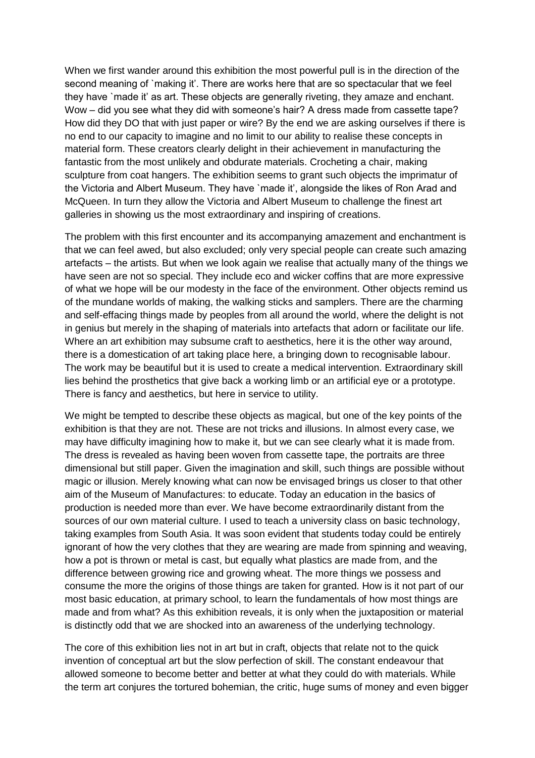When we first wander around this exhibition the most powerful pull is in the direction of the second meaning of `making it'. There are works here that are so spectacular that we feel they have `made it' as art. These objects are generally riveting, they amaze and enchant. Wow – did you see what they did with someone's hair? A dress made from cassette tape? How did they DO that with just paper or wire? By the end we are asking ourselves if there is no end to our capacity to imagine and no limit to our ability to realise these concepts in material form. These creators clearly delight in their achievement in manufacturing the fantastic from the most unlikely and obdurate materials. Crocheting a chair, making sculpture from coat hangers. The exhibition seems to grant such objects the imprimatur of the Victoria and Albert Museum. They have `made it', alongside the likes of Ron Arad and McQueen. In turn they allow the Victoria and Albert Museum to challenge the finest art galleries in showing us the most extraordinary and inspiring of creations.

The problem with this first encounter and its accompanying amazement and enchantment is that we can feel awed, but also excluded; only very special people can create such amazing artefacts – the artists. But when we look again we realise that actually many of the things we have seen are not so special. They include eco and wicker coffins that are more expressive of what we hope will be our modesty in the face of the environment. Other objects remind us of the mundane worlds of making, the walking sticks and samplers. There are the charming and self-effacing things made by peoples from all around the world, where the delight is not in genius but merely in the shaping of materials into artefacts that adorn or facilitate our life. Where an art exhibition may subsume craft to aesthetics, here it is the other way around, there is a domestication of art taking place here, a bringing down to recognisable labour. The work may be beautiful but it is used to create a medical intervention. Extraordinary skill lies behind the prosthetics that give back a working limb or an artificial eye or a prototype. There is fancy and aesthetics, but here in service to utility.

We might be tempted to describe these objects as magical, but one of the key points of the exhibition is that they are not. These are not tricks and illusions. In almost every case, we may have difficulty imagining how to make it, but we can see clearly what it is made from. The dress is revealed as having been woven from cassette tape, the portraits are three dimensional but still paper. Given the imagination and skill, such things are possible without magic or illusion. Merely knowing what can now be envisaged brings us closer to that other aim of the Museum of Manufactures: to educate. Today an education in the basics of production is needed more than ever. We have become extraordinarily distant from the sources of our own material culture. I used to teach a university class on basic technology, taking examples from South Asia. It was soon evident that students today could be entirely ignorant of how the very clothes that they are wearing are made from spinning and weaving, how a pot is thrown or metal is cast, but equally what plastics are made from, and the difference between growing rice and growing wheat. The more things we possess and consume the more the origins of those things are taken for granted. How is it not part of our most basic education, at primary school, to learn the fundamentals of how most things are made and from what? As this exhibition reveals, it is only when the juxtaposition or material is distinctly odd that we are shocked into an awareness of the underlying technology.

The core of this exhibition lies not in art but in craft, objects that relate not to the quick invention of conceptual art but the slow perfection of skill. The constant endeavour that allowed someone to become better and better at what they could do with materials. While the term art conjures the tortured bohemian, the critic, huge sums of money and even bigger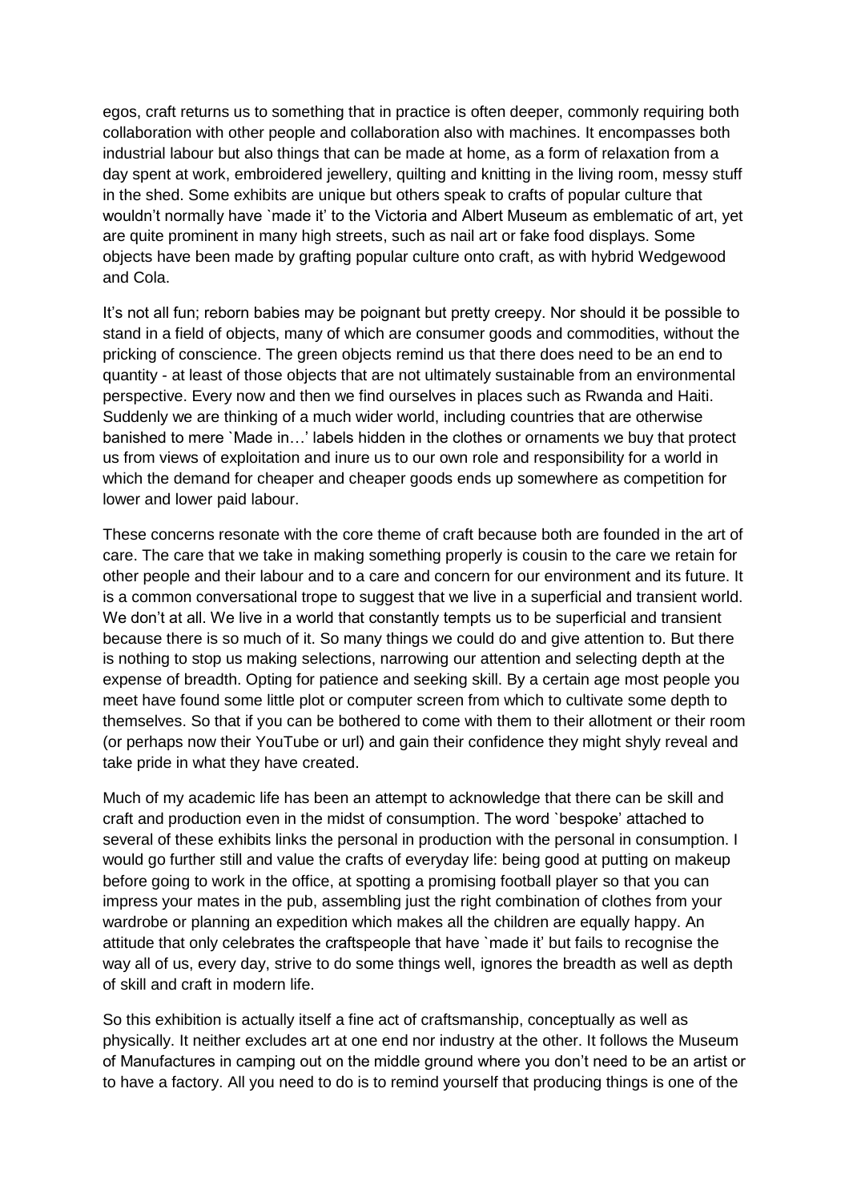egos, craft returns us to something that in practice is often deeper, commonly requiring both collaboration with other people and collaboration also with machines. It encompasses both industrial labour but also things that can be made at home, as a form of relaxation from a day spent at work, embroidered jewellery, quilting and knitting in the living room, messy stuff in the shed. Some exhibits are unique but others speak to crafts of popular culture that wouldn't normally have `made it' to the Victoria and Albert Museum as emblematic of art, yet are quite prominent in many high streets, such as nail art or fake food displays. Some objects have been made by grafting popular culture onto craft, as with hybrid Wedgewood and Cola.

It's not all fun; reborn babies may be poignant but pretty creepy. Nor should it be possible to stand in a field of objects, many of which are consumer goods and commodities, without the pricking of conscience. The green objects remind us that there does need to be an end to quantity - at least of those objects that are not ultimately sustainable from an environmental perspective. Every now and then we find ourselves in places such as Rwanda and Haiti. Suddenly we are thinking of a much wider world, including countries that are otherwise banished to mere `Made in…' labels hidden in the clothes or ornaments we buy that protect us from views of exploitation and inure us to our own role and responsibility for a world in which the demand for cheaper and cheaper goods ends up somewhere as competition for lower and lower paid labour.

These concerns resonate with the core theme of craft because both are founded in the art of care. The care that we take in making something properly is cousin to the care we retain for other people and their labour and to a care and concern for our environment and its future. It is a common conversational trope to suggest that we live in a superficial and transient world. We don't at all. We live in a world that constantly tempts us to be superficial and transient because there is so much of it. So many things we could do and give attention to. But there is nothing to stop us making selections, narrowing our attention and selecting depth at the expense of breadth. Opting for patience and seeking skill. By a certain age most people you meet have found some little plot or computer screen from which to cultivate some depth to themselves. So that if you can be bothered to come with them to their allotment or their room (or perhaps now their YouTube or url) and gain their confidence they might shyly reveal and take pride in what they have created.

Much of my academic life has been an attempt to acknowledge that there can be skill and craft and production even in the midst of consumption. The word `bespoke' attached to several of these exhibits links the personal in production with the personal in consumption. I would go further still and value the crafts of everyday life: being good at putting on makeup before going to work in the office, at spotting a promising football player so that you can impress your mates in the pub, assembling just the right combination of clothes from your wardrobe or planning an expedition which makes all the children are equally happy. An attitude that only celebrates the craftspeople that have `made it' but fails to recognise the way all of us, every day, strive to do some things well, ignores the breadth as well as depth of skill and craft in modern life.

So this exhibition is actually itself a fine act of craftsmanship, conceptually as well as physically. It neither excludes art at one end nor industry at the other. It follows the Museum of Manufactures in camping out on the middle ground where you don't need to be an artist or to have a factory. All you need to do is to remind yourself that producing things is one of the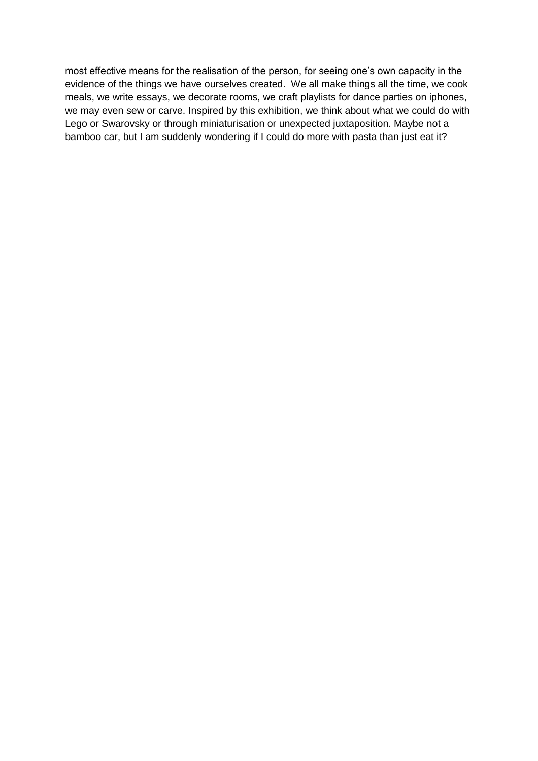most effective means for the realisation of the person, for seeing one's own capacity in the evidence of the things we have ourselves created. We all make things all the time, we cook meals, we write essays, we decorate rooms, we craft playlists for dance parties on iphones, we may even sew or carve. Inspired by this exhibition, we think about what we could do with Lego or Swarovsky or through miniaturisation or unexpected juxtaposition. Maybe not a bamboo car, but I am suddenly wondering if I could do more with pasta than just eat it?